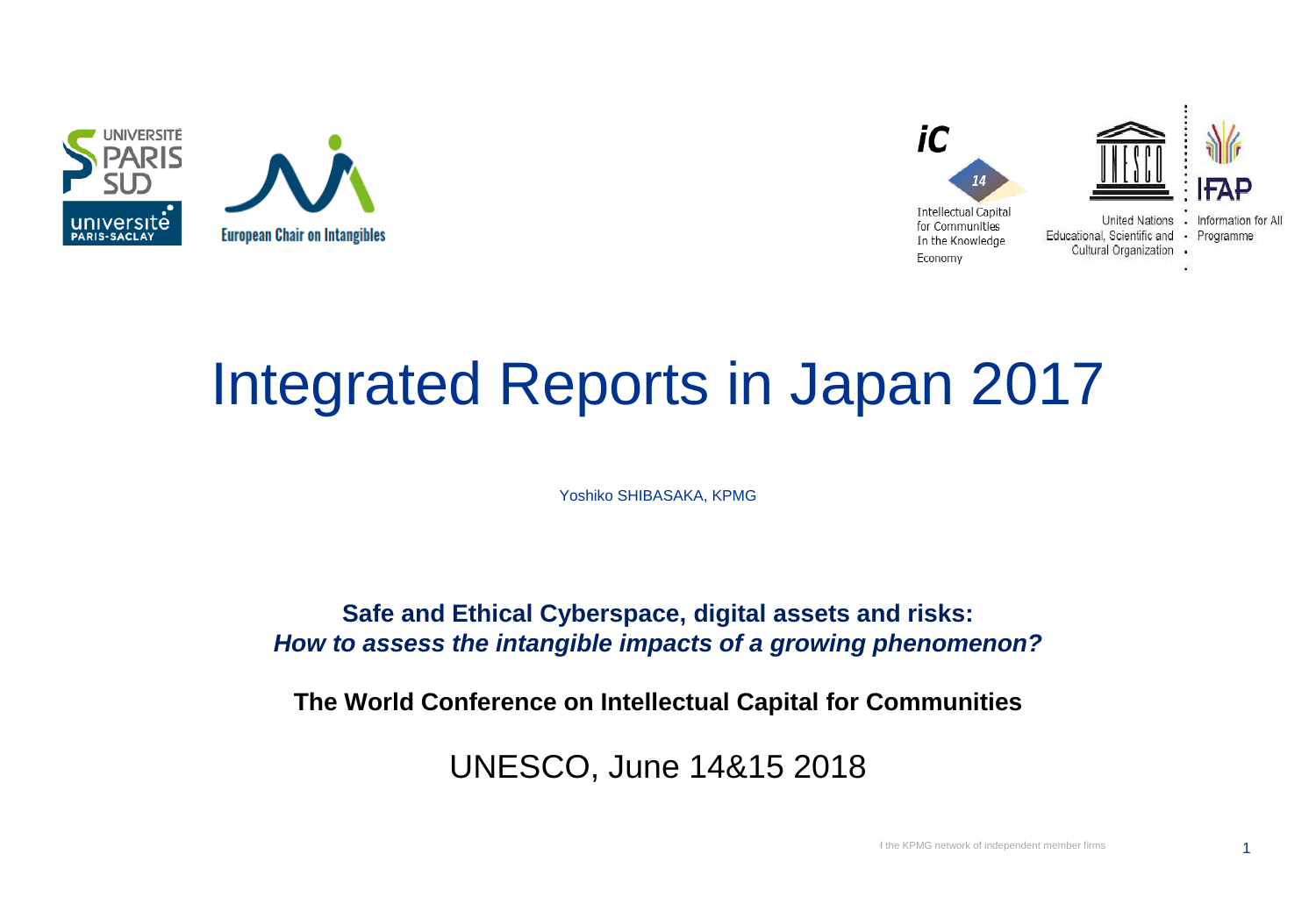UNIVERSITÉ PARIS SUD

université PARIS-SACLAY

European Chair on Intangibles

iC 14

Intellectual Capital for Communities In the Knowledge Economy

United Nations Educational, Scientific and Cultural Organization

IFAP Information for All Programme

# Integrated Reports in Japan 2017

Yoshiko SHIBASAKA, KPMG

**Safe and Ethical Cyberspace, digital assets and risks:**
***How to assess the intangible impacts of a growing phenomenon?***

**The World Conference on Intellectual Capital for Communities**

UNESCO, June 14&15 2018

f the KPMG network of independent member firms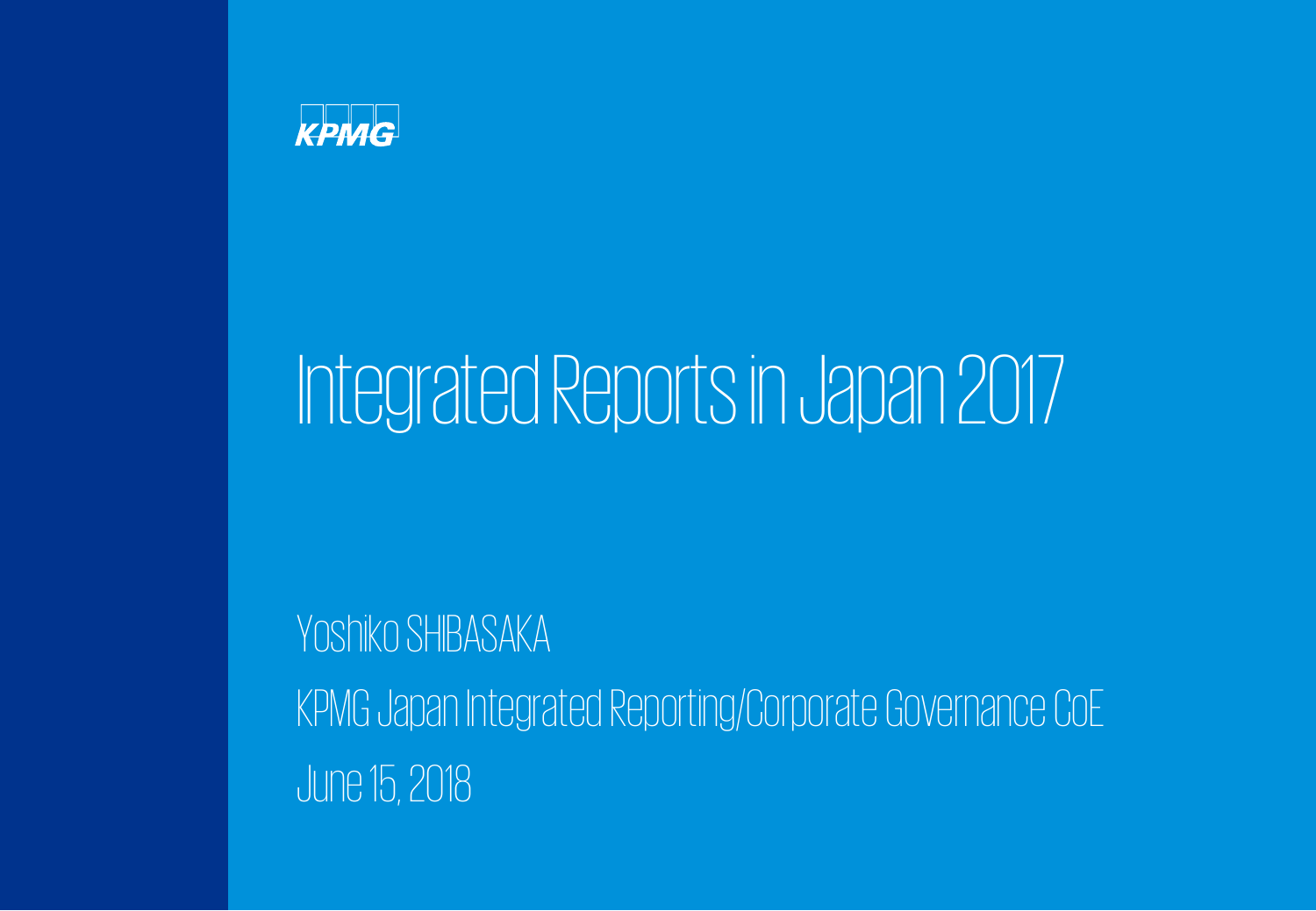KPMG

# Integrated Reports in Japan 2017

Yoshiko SHIBASAKA

KPMG Japan Integrated Reporting/Corporate Governance CoE

June 15, 2018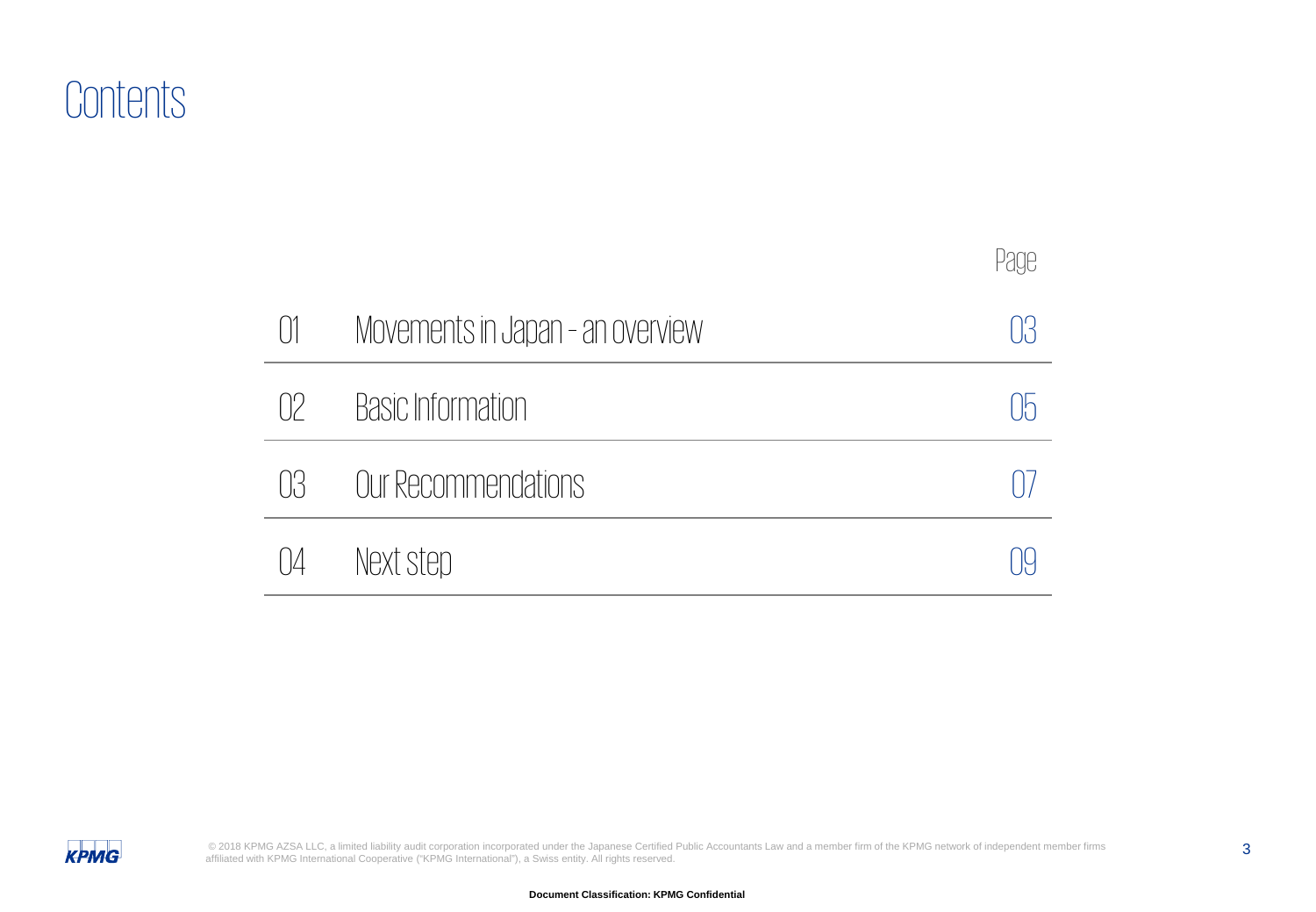# Contents

| | | Page |
|---|---|---|
| 01 | Movements in Japan - an overview | 03 |
| 02 | Basic Information | 05 |
| 03 | Our Recommendations | 07 |
| 04 | Next step | 09 |

© 2018 KPMG AZSA LLC, a limited liability audit corporation incorporated under the Japanese Certified Public Accountants Law and a member firm of the KPMG network of independent member firms affiliated with KPMG International Cooperative ("KPMG International"), a Swiss entity. All rights reserved.

**Document Classification: KPMG Confidential**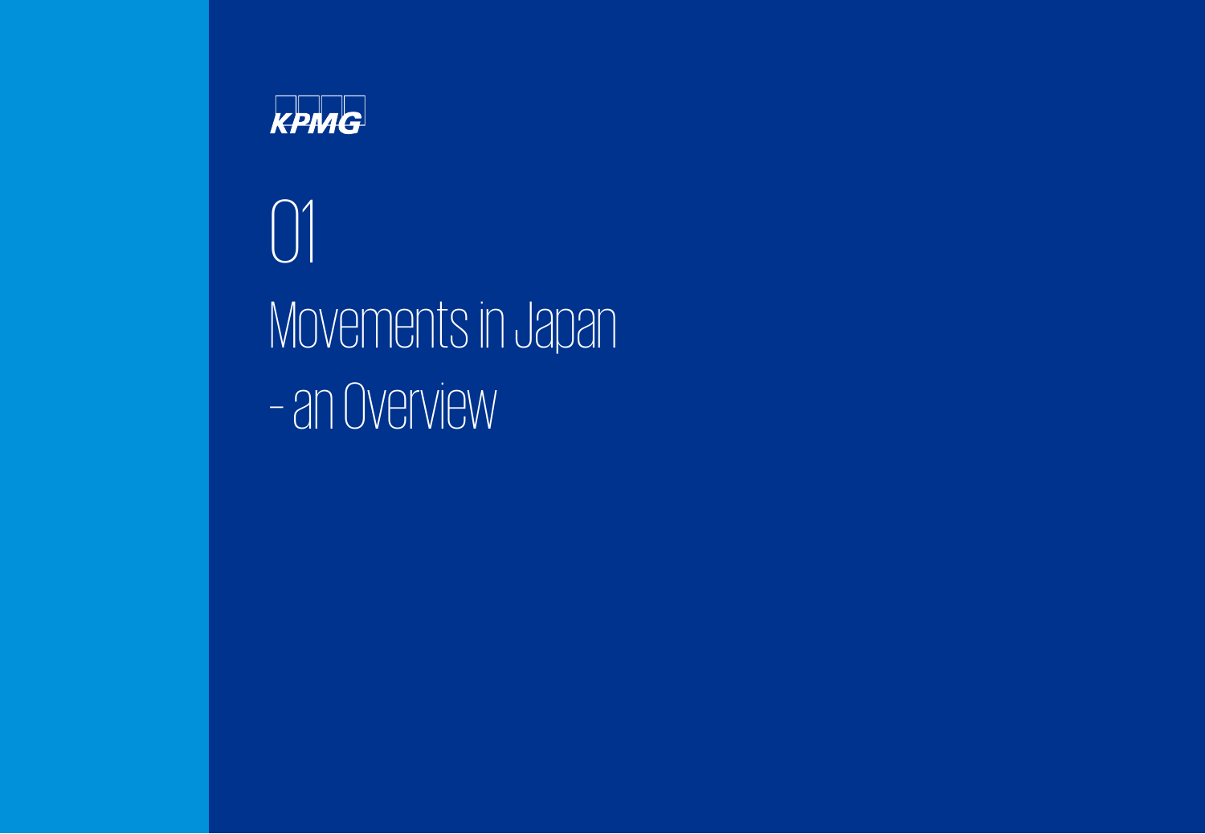KPMG

# 01

# Movements in Japan - an Overview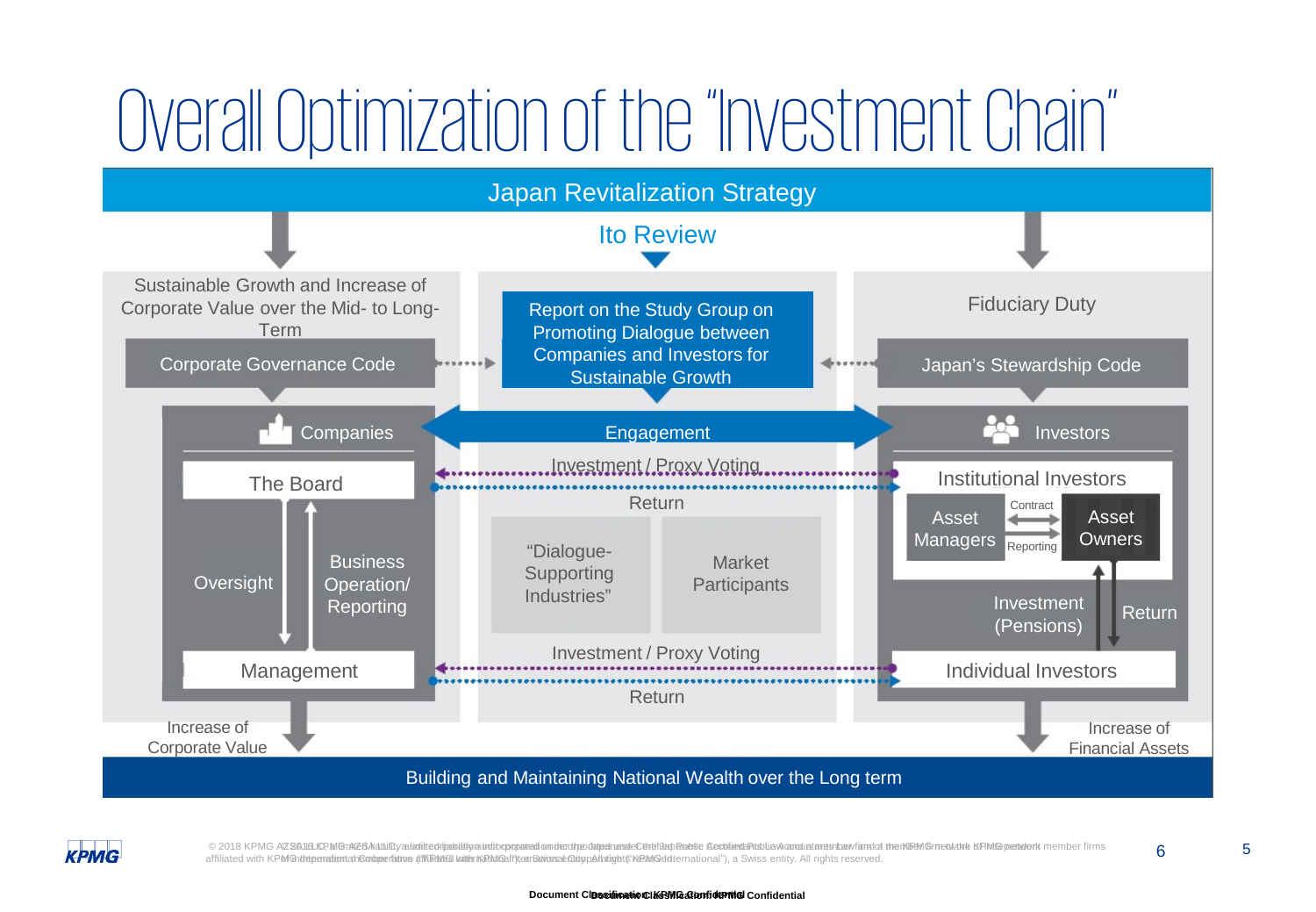# Overall Optimization of the "Investment Chain"

Japan Revitalization Strategy

Ito Review

Sustainable Growth and Increase of Corporate Value over the Mid- to Long-Term

Corporate Governance Code

Report on the Study Group on Promoting Dialogue between Companies and Investors for Sustainable Growth

Fiduciary Duty

Japan's Stewardship Code

Companies

Engagement

Investors

The Board

Investment / Proxy Voting

Return

Institutional Investors

Asset Managers

Contract

Reporting

Asset Owners

Oversight

Business Operation/ Reporting

"Dialogue-Supporting Industries"

Market Participants

Investment (Pensions)

Return

Management

Investment / Proxy Voting

Return

Individual Investors

Increase of Corporate Value

Increase of Financial Assets

Building and Maintaining National Wealth over the Long term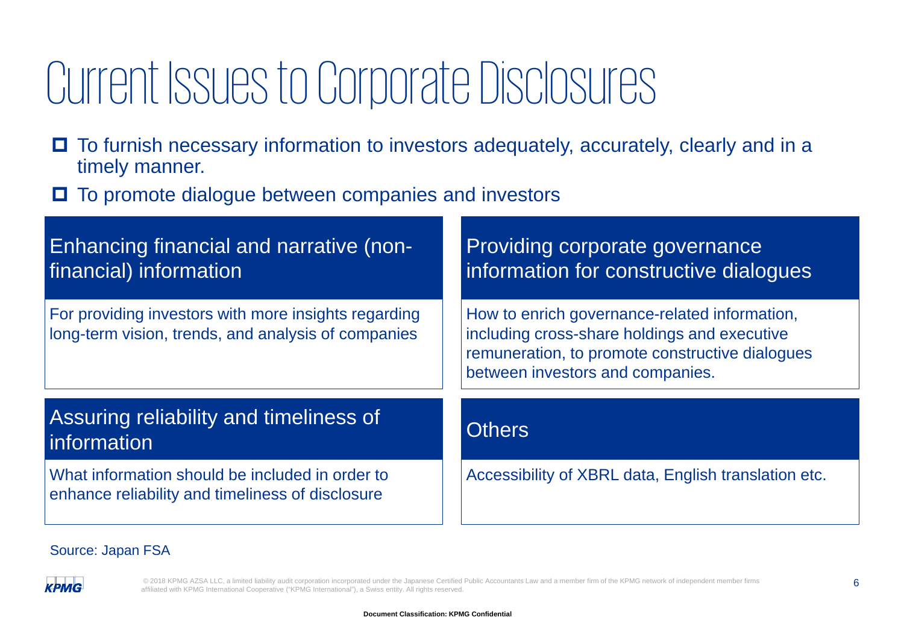# Current Issues to Corporate Disclosures

- To furnish necessary information to investors adequately, accurately, clearly and in a timely manner.
- To promote dialogue between companies and investors

### Enhancing financial and narrative (non-financial) information

For providing investors with more insights regarding long-term vision, trends, and analysis of companies

### Providing corporate governance information for constructive dialogues

How to enrich governance-related information, including cross-share holdings and executive remuneration, to promote constructive dialogues between investors and companies.

### Assuring reliability and timeliness of information

What information should be included in order to enhance reliability and timeliness of disclosure

### Others

Accessibility of XBRL data, English translation etc.

Source: Japan FSA

© 2018 KPMG AZSA LLC, a limited liability audit corporation incorporated under the Japanese Certified Public Accountants Law and a member firm of the KPMG network of independent member firms affiliated with KPMG International Cooperative ("KPMG International"), a Swiss entity. All rights reserved.

Document Classification: KPMG Confidential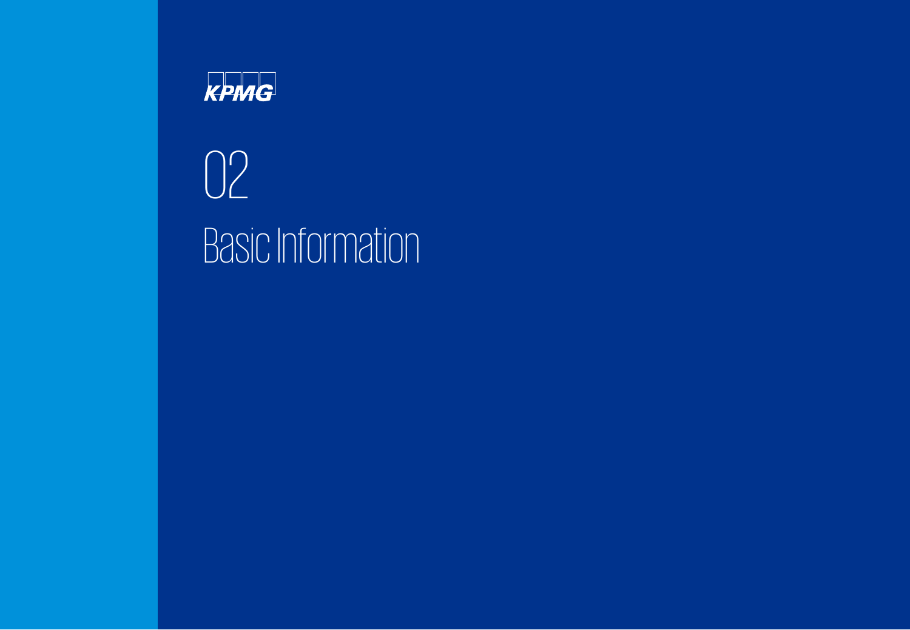KPMG

# 02

# Basic Information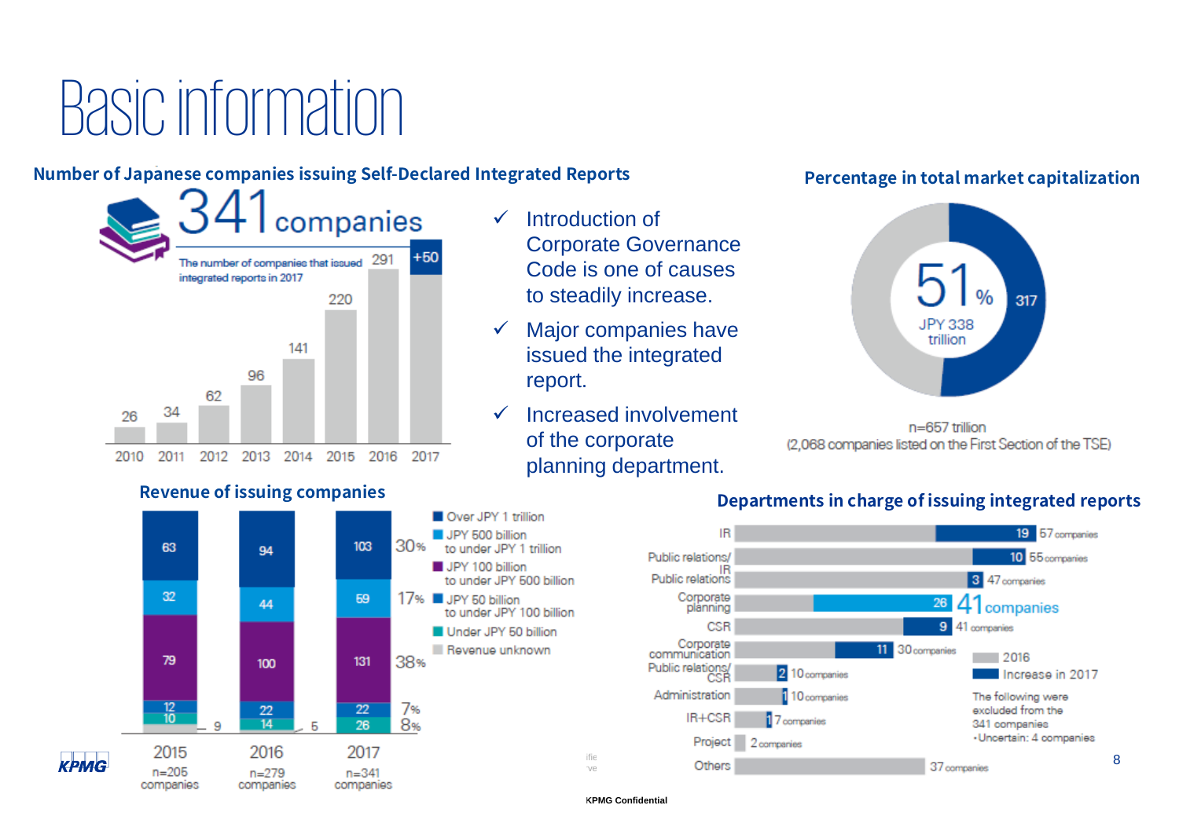# Basic information

## Number of Japanese companies issuing Self-Declared Integrated Reports

**341 companies**

The number of companies that issued integrated reports in 2017

| Year | 2010 | 2011 | 2012 | 2013 | 2014 | 2015 | 2016 | 2017 |
|---|---|---|---|---|---|---|---|---|
| Companies | 26 | 34 | 62 | 96 | 141 | 220 | 291 | 291 +50 |

- ✓ Introduction of Corporate Governance Code is one of causes to steadily increase.
- ✓ Major companies have issued the integrated report.
- ✓ Increased involvement of the corporate planning department.

## Percentage in total market capitalization

51% — JPY 338 trillion (317)

n=657 trillion
(2,068 companies listed on the First Section of the TSE)

## Revenue of issuing companies

| | 2015 (n=205 companies) | 2016 (n=279 companies) | 2017 (n=341 companies) | 2017 % |
|---|---|---|---|---|
| Over JPY 1 trillion | 63 | 94 | 103 | 30% |
| JPY 500 billion to under JPY 1 trillion | 32 | 44 | 59 | 17% |
| JPY 100 billion to under JPY 500 billion | 79 | 100 | 131 | 38% |
| JPY 50 billion to under JPY 100 billion | 12 | 22 | 22 | 7% |
| Under JPY 50 billion | 10 | 14 | 26 | 8% |
| Revenue unknown | 9 | 5 | | |

## Departments in charge of issuing integrated reports

| Department | 2016 | Increase in 2017 | Total |
|---|---|---|---|
| IR | | 19 | 57 companies |
| Public relations/IR | | 10 | 55 companies |
| Public relations | | 3 | 47 companies |
| Corporate planning | | 26 | 41 companies |
| CSR | | 9 | 41 companies |
| Corporate communication | | 11 | 30 companies |
| Public relations/CSR | | 2 | 10 companies |
| Administration | | 1 | 10 companies |
| IR+CSR | | 1 | 7 companies |
| Project | | | 2 companies |
| Others | | | 37 companies |

The following were excluded from the 341 companies
・Uncertain: 4 companies

KPMG Confidential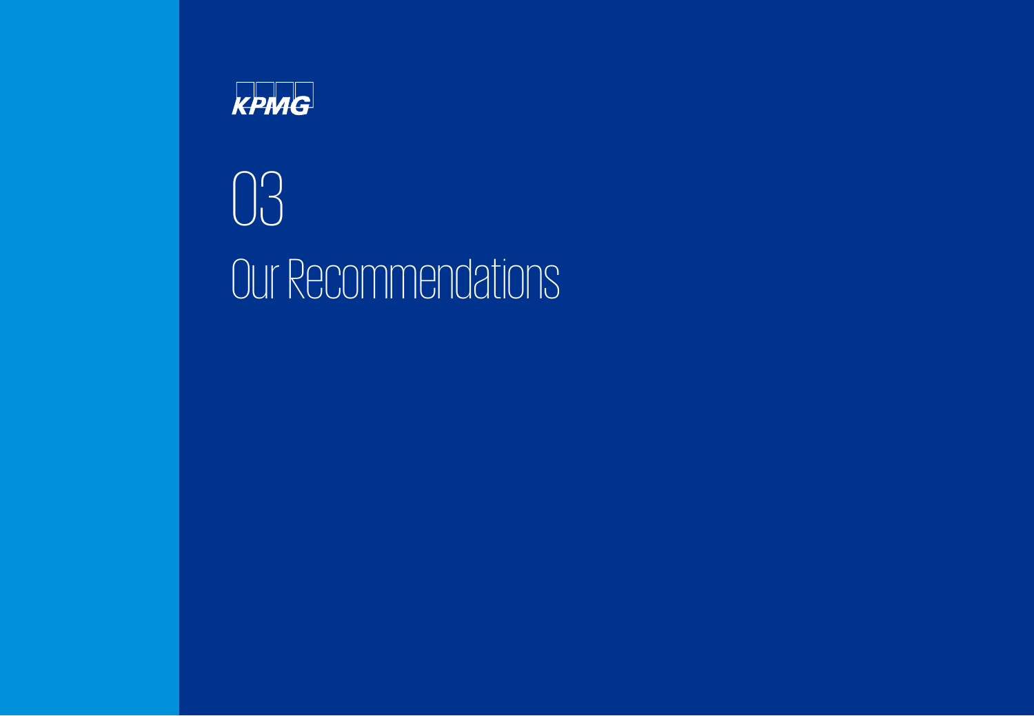KPMG

# 03

# Our Recommendations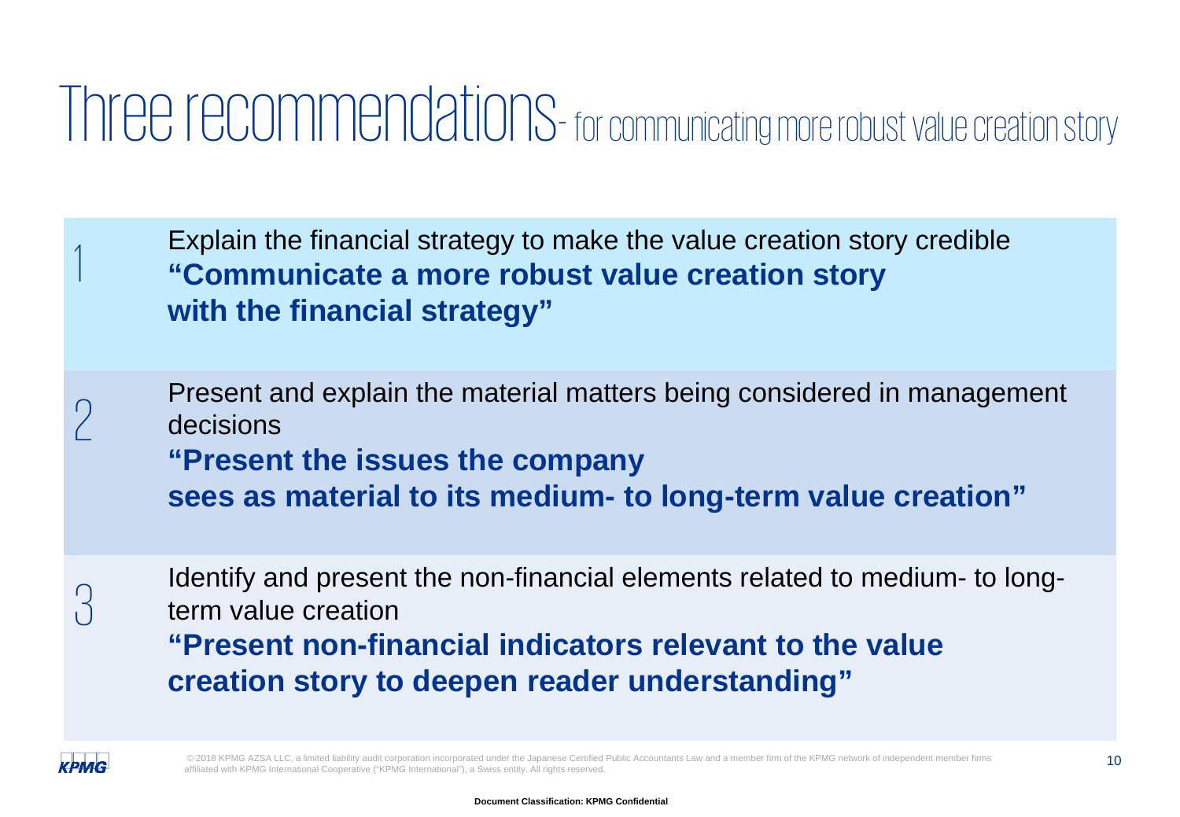# Three recommendations - for communicating more robust value creation story

1. Explain the financial strategy to make the value creation story credible
   **"Communicate a more robust value creation story with the financial strategy"**

2. Present and explain the material matters being considered in management decisions
   **"Present the issues the company sees as material to its medium- to long-term value creation"**

3. Identify and present the non-financial elements related to medium- to long-term value creation
   **"Present non-financial indicators relevant to the value creation story to deepen reader understanding"**

© 2018 KPMG AZSA LLC, a limited liability audit corporation incorporated under the Japanese Certified Public Accountants Law and a member firm of the KPMG network of independent member firms affiliated with KPMG International Cooperative ("KPMG International"), a Swiss entity. All rights reserved.

**Document Classification: KPMG Confidential**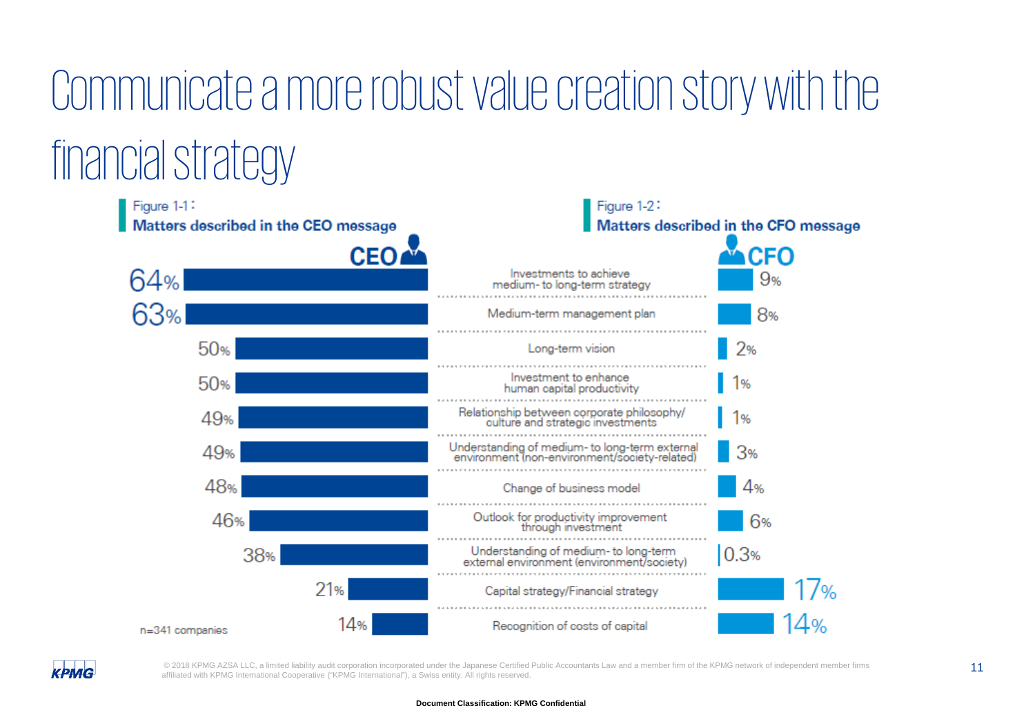# Communicate a more robust value creation story with the financial strategy

**Figure 1-1: Matters described in the CEO message**

**Figure 1-2: Matters described in the CFO message**

| CEO | Item | CFO |
|---|---|---|
| 64% | Investments to achieve medium- to long-term strategy | 9% |
| 63% | Medium-term management plan | 8% |
| 50% | Long-term vision | 2% |
| 50% | Investment to enhance human capital productivity | 1% |
| 49% | Relationship between corporate philosophy/ culture and strategic investments | 1% |
| 49% | Understanding of medium- to long-term external environment (non-environment/society-related) | 3% |
| 48% | Change of business model | 4% |
| 46% | Outlook for productivity improvement through investment | 6% |
| 38% | Understanding of medium- to long-term external environment (environment/society) | 0.3% |
| 21% | Capital strategy/Financial strategy | 17% |
| 14% | Recognition of costs of capital | 14% |

n=341 companies

© 2018 KPMG AZSA LLC, a limited liability audit corporation incorporated under the Japanese Certified Public Accountants Law and a member firm of the KPMG network of independent member firms affiliated with KPMG International Cooperative ("KPMG International"), a Swiss entity. All rights reserved.

Document Classification: KPMG Confidential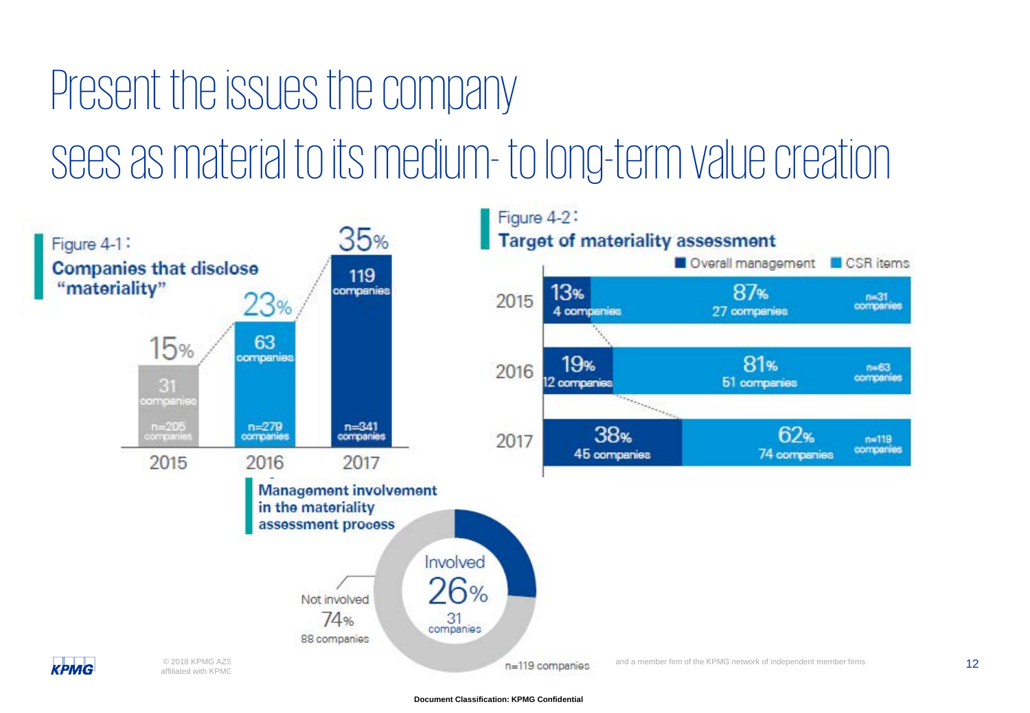# Present the issues the company sees as material to its medium- to long-term value creation

**Figure 4-1: Companies that disclose "materiality"**

| Year | % | Companies | n |
|---|---|---|---|
| 2015 | 15% | 31 companies | n=205 companies |
| 2016 | 23% | 63 companies | n=279 companies |
| 2017 | 35% | 119 companies | n=341 companies |

**Figure 4-2: Target of materiality assessment**

| Year | Overall management | CSR items | n |
|---|---|---|---|
| 2015 | 13% 4 companies | 87% 27 companies | n=31 companies |
| 2016 | 19% 12 companies | 81% 51 companies | n=63 companies |
| 2017 | 38% 45 companies | 62% 74 companies | n=119 companies |

**Management involvement in the materiality assessment process**

| | % | Companies |
|---|---|---|
| Involved | 26% | 31 companies |
| Not involved | 74% | 88 companies |

n=119 companies

© 2018 KPMG AZSA LLC, a limited liability audit corporation incorporated under the Japanese Certified Public Accountants Law and a member firm of the KPMG network of independent member firms affiliated with KPMG International Cooperative ("KPMG International"), a Swiss entity. All rights reserved.

Document Classification: KPMG Confidential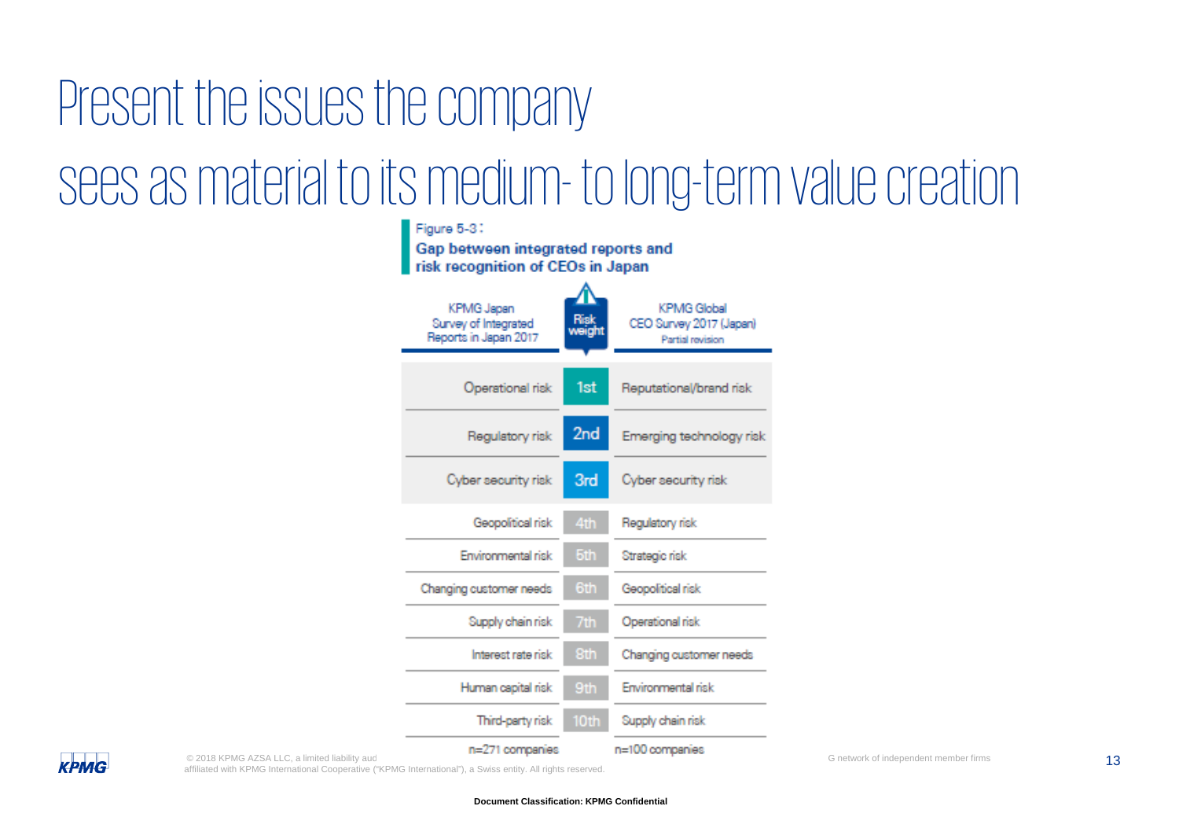# Present the issues the company sees as material to its medium- to long-term value creation

Figure 5-3：
**Gap between integrated reports and risk recognition of CEOs in Japan**

| KPMG Japan Survey of Integrated Reports in Japan 2017 | Risk weight | KPMG Global CEO Survey 2017 (Japan) Partial revision |
|---|---|---|
| Operational risk | 1st | Reputational/brand risk |
| Regulatory risk | 2nd | Emerging technology risk |
| Cyber security risk | 3rd | Cyber security risk |
| Geopolitical risk | 4th | Regulatory risk |
| Environmental risk | 5th | Strategic risk |
| Changing customer needs | 6th | Geopolitical risk |
| Supply chain risk | 7th | Operational risk |
| Interest rate risk | 8th | Changing customer needs |
| Human capital risk | 9th | Environmental risk |
| Third-party risk | 10th | Supply chain risk |
| n=271 companies | | n=100 companies |

© 2018 KPMG AZSA LLC, a limited liability aud... G network of independent member firms affiliated with KPMG International Cooperative ("KPMG International"), a Swiss entity. All rights reserved.

**Document Classification: KPMG Confidential**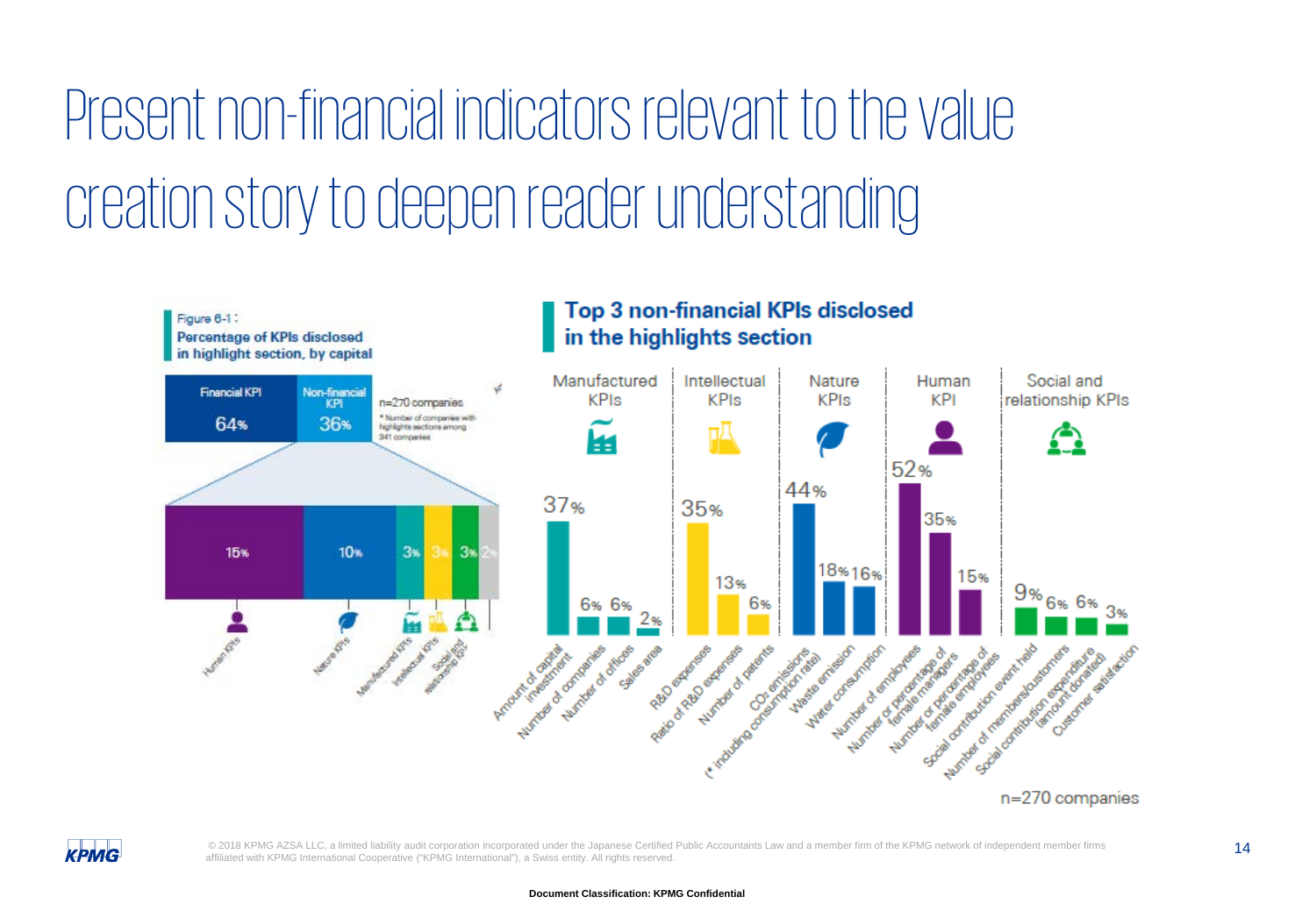# Present non-financial indicators relevant to the value creation story to deepen reader understanding

Figure 6-1:
**Percentage of KPIs disclosed in highlight section, by capital**

| Financial KPI | Non-financial KPI |
|---|---|
| 64% | 36% |

n=270 companies

* Number of companies with highlights sections among 341 companies

| Human KPIs | Nature KPIs | Manufactured KPIs | Intellectual KPIs | Social and relationship KPIs | |
|---|---|---|---|---|---|
| 15% | 10% | 3% | 3% | 3% | 2% |

## Top 3 non-financial KPIs disclosed in the highlights section

| Category | KPI | % |
|---|---|---|
| Manufactured KPIs | Amount of capital investment | 37% |
| | Number of companies | 6% |
| | Number of offices | 6% |
| | Sales area | 2% |
| Intellectual KPIs | R&D expenses | 35% |
| | Ratio of R&D expenses | 13% |
| | Number of patents | 6% |
| Nature KPIs | $CO_2$ emissions (* including consumption rate) | 44% |
| | Waste emission | 18% |
| | Water consumption | 16% |
| Human KPI | Number of employees | 52% |
| | Number or percentage of female managers | 35% |
| | Number or percentage of female employees | 15% |
| Social and relationship KPIs | Social contribution event held | 9% |
| | Number of members/customers | 6% |
| | Social contribution expenditure (amount donated) | 6% |
| | Customer satisfaction | 3% |

n=270 companies

© 2018 KPMG AZSA LLC, a limited liability audit corporation incorporated under the Japanese Certified Public Accountants Law and a member firm of the KPMG network of independent member firms affiliated with KPMG International Cooperative ("KPMG International"), a Swiss entity. All rights reserved.

Document Classification: KPMG Confidential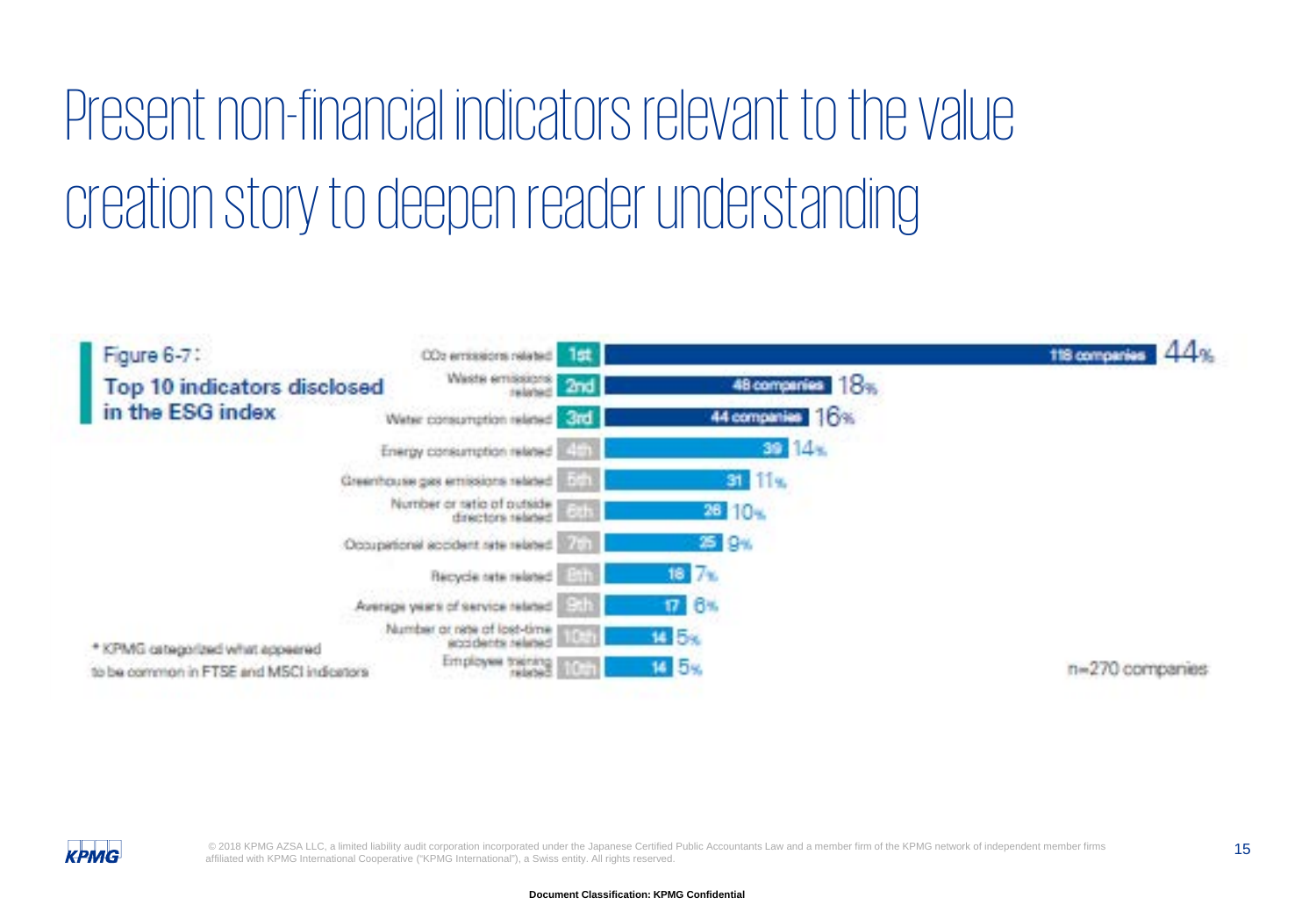# Present non-financial indicators relevant to the value creation story to deepen reader understanding

**Figure 6-7:**

**Top 10 indicators disclosed in the ESG index**

| Rank | Indicator | Companies | % |
|---|---|---|---|
| 1st | $CO_2$ emissions related | 118 companies | 44% |
| 2nd | Waste emissions related | 48 companies | 18% |
| 3rd | Water consumption related | 44 companies | 16% |
| 4th | Energy consumption related | 39 | 14% |
| 5th | Greenhouse gas emissions related | 31 | 11% |
| 6th | Number or ratio of outside directors related | 26 | 10% |
| 7th | Occupational accident rate related | 25 | 9% |
| 8th | Recycle rate related | 18 | 7% |
| 9th | Average years of service related | 17 | 6% |
| 10th | Number or rate of lost-time accidents related | 14 | 5% |
| 10th | Employee training related | 14 | 5% |

n=270 companies

* KPMG categorized what appeared to be common in FTSE and MSCI indicators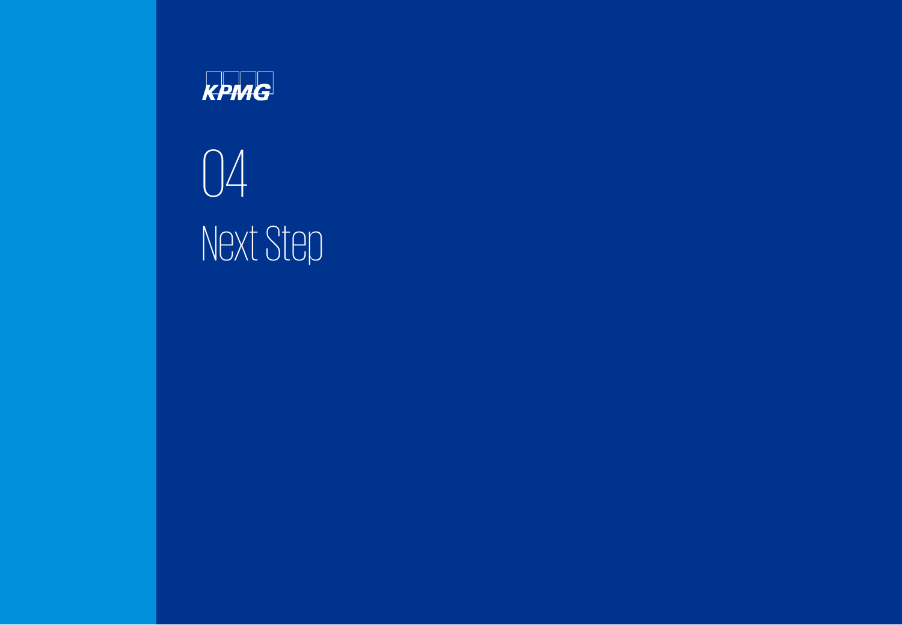KPMG

# 04

# Next Step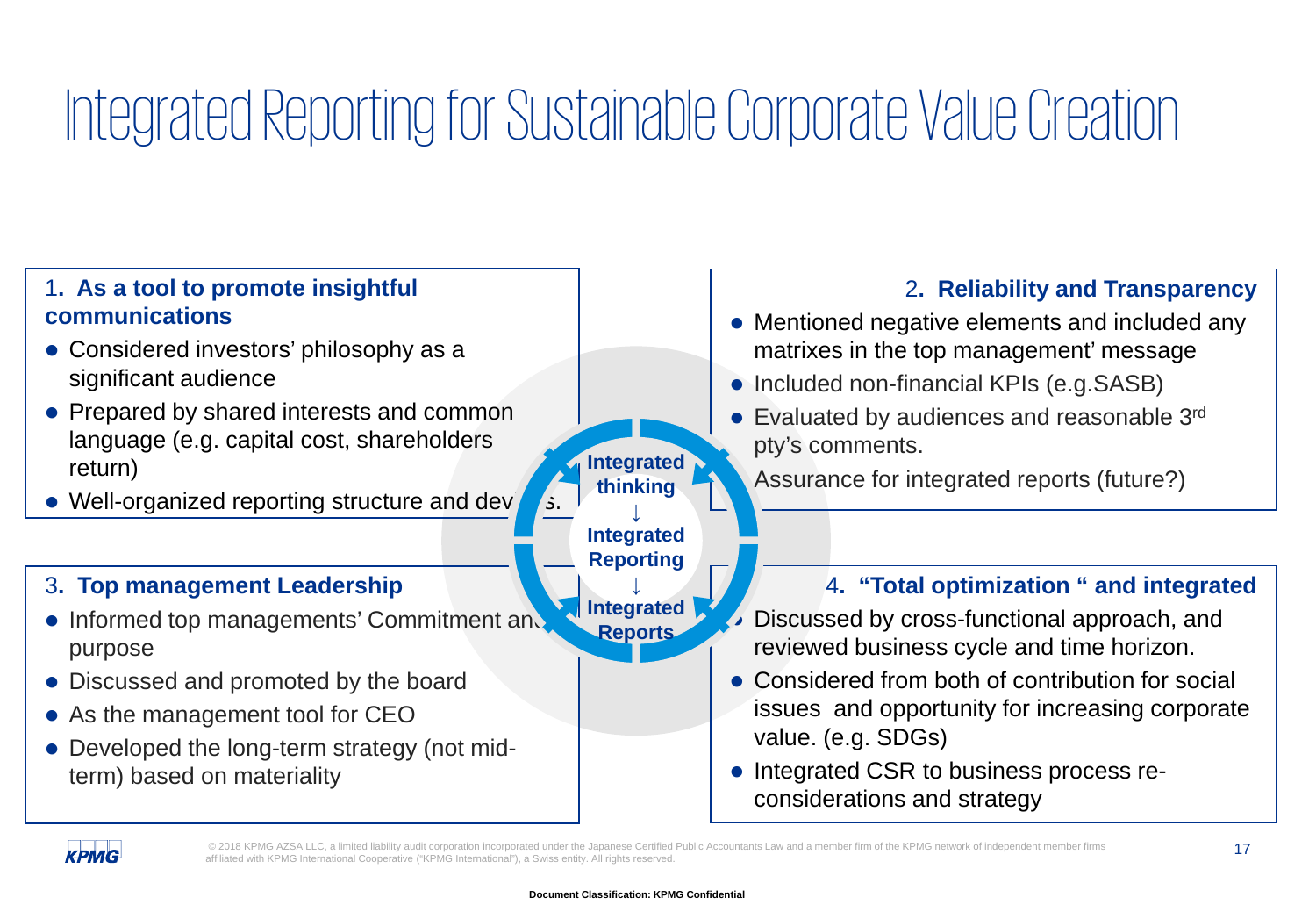# Integrated Reporting for Sustainable Corporate Value Creation

### 1. As a tool to promote insightful communications

- Considered investors' philosophy as a significant audience
- Prepared by shared interests and common language (e.g. capital cost, shareholders return)
- Well-organized reporting structure and devices.

### 2. Reliability and Transparency

- Mentioned negative elements and included any matrixes in the top management' message
- Included non-financial KPIs (e.g.SASB)
- Evaluated by audiences and reasonable 3rd pty's comments.
- Assurance for integrated reports (future?)

**Integrated thinking**
↓
**Integrated Reporting**
↓
**Integrated Reports**

### 3. Top management Leadership

- Informed top managements' Commitment and purpose
- Discussed and promoted by the board
- As the management tool for CEO
- Developed the long-term strategy (not mid-term) based on materiality

### 4. "Total optimization " and integrated

- Discussed by cross-functional approach, and reviewed business cycle and time horizon.
- Considered from both of contribution for social issues and opportunity for increasing corporate value. (e.g. SDGs)
- Integrated CSR to business process re-considerations and strategy

© 2018 KPMG AZSA LLC, a limited liability audit corporation incorporated under the Japanese Certified Public Accountants Law and a member firm of the KPMG network of independent member firms affiliated with KPMG International Cooperative ("KPMG International"), a Swiss entity. All rights reserved.

Document Classification: KPMG Confidential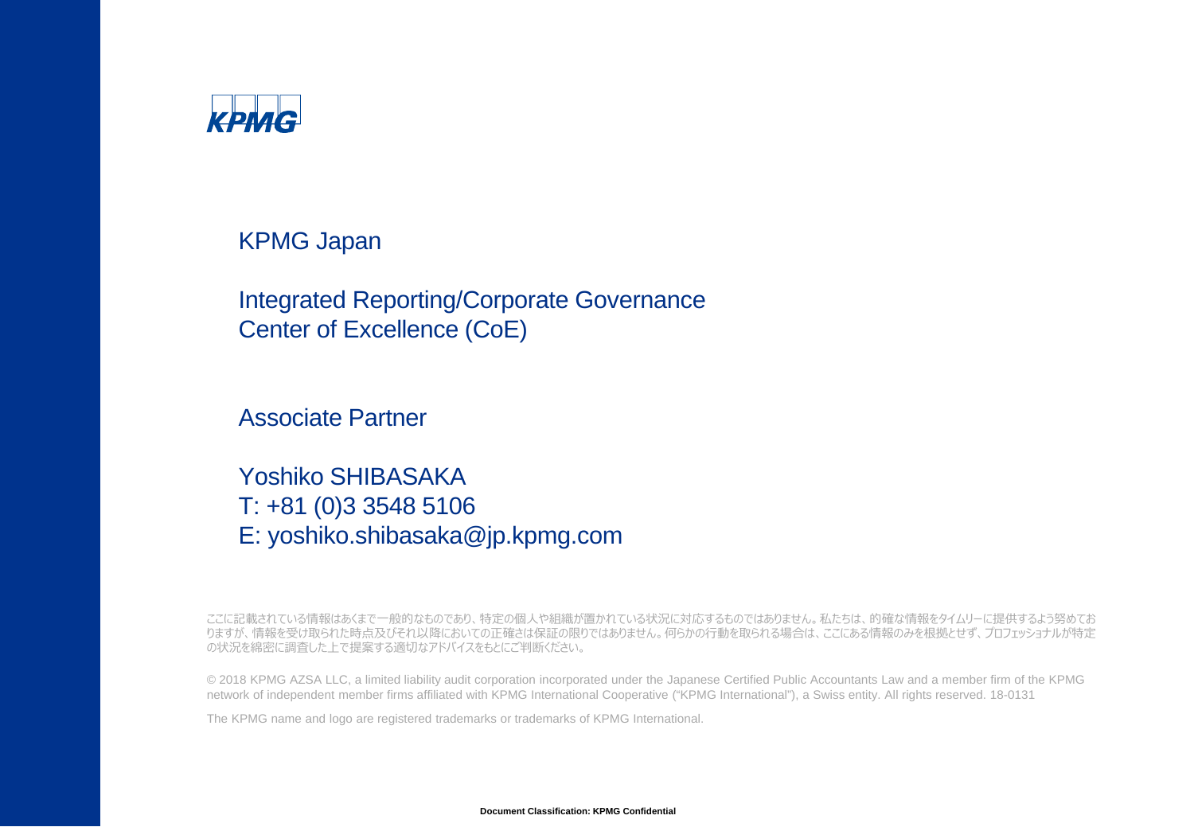KPMG

KPMG Japan

Integrated Reporting/Corporate Governance
Center of Excellence (CoE)

Associate Partner

Yoshiko SHIBASAKA
T: +81 (0)3 3548 5106
E: yoshiko.shibasaka@jp.kpmg.com

ここに記載されている情報はあくまで一般的なものであり、特定の個人や組織が置かれている状況に対応するものではありません。私たちは、的確な情報をタイムリーに提供するよう努めておりますが、情報を受け取られた時点及びそれ以降においての正確さは保証の限りではありません。何らかの行動を取られる場合は、ここにある情報のみを根拠とせず、プロフェッショナルが特定の状況を綿密に調査した上で提案する適切なアドバイスをもとにご判断ください。

© 2018 KPMG AZSA LLC, a limited liability audit corporation incorporated under the Japanese Certified Public Accountants Law and a member firm of the KPMG network of independent member firms affiliated with KPMG International Cooperative (“KPMG International”), a Swiss entity. All rights reserved. 18-0131

The KPMG name and logo are registered trademarks or trademarks of KPMG International.

**Document Classification: KPMG Confidential**